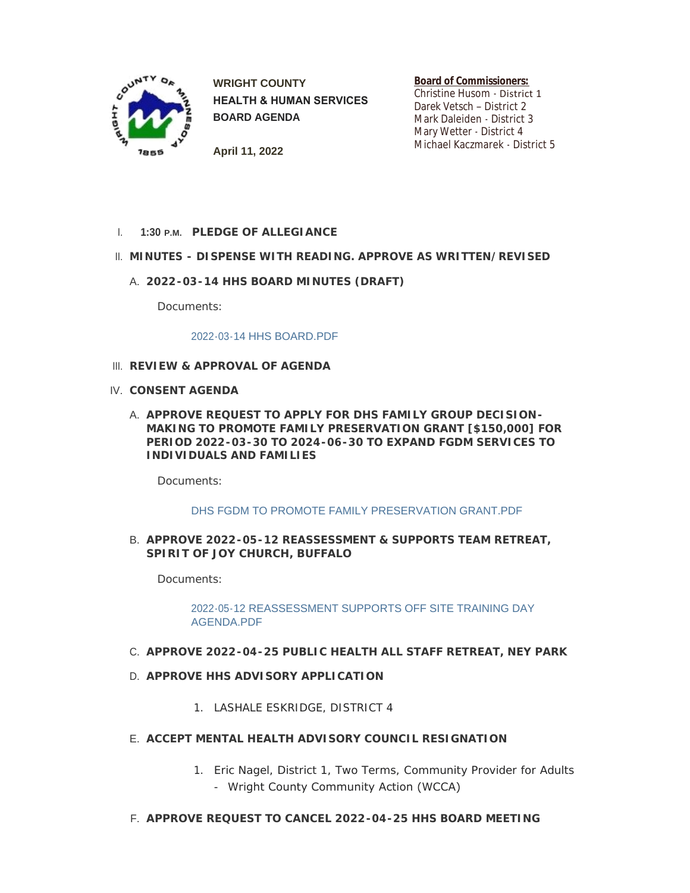**WRIGHT COUNTY**
**HEALTH & HUMAN SERVICES**
**BOARD AGENDA**

**April 11, 2022**

**Board of Commissioners:**
Christine Husom - District 1
Darek Vetsch – District 2
Mark Daleiden - District 3
Mary Wetter - District 4
Michael Kaczmarek - District 5

I. **1:30 P.M. PLEDGE OF ALLEGIANCE**

II. **MINUTES - DISPENSE WITH READING. APPROVE AS WRITTEN/REVISED**

A. **2022-03-14 HHS BOARD MINUTES (DRAFT)**

Documents:

2022-03-14 HHS BOARD.PDF

III. **REVIEW & APPROVAL OF AGENDA**

IV. **CONSENT AGENDA**

A. **APPROVE REQUEST TO APPLY FOR DHS FAMILY GROUP DECISION-MAKING TO PROMOTE FAMILY PRESERVATION GRANT [$150,000] FOR PERIOD 2022-03-30 TO 2024-06-30 TO EXPAND FGDM SERVICES TO INDIVIDUALS AND FAMILIES**

Documents:

DHS FGDM TO PROMOTE FAMILY PRESERVATION GRANT.PDF

B. **APPROVE 2022-05-12 REASSESSMENT & SUPPORTS TEAM RETREAT, SPIRIT OF JOY CHURCH, BUFFALO**

Documents:

2022-05-12 REASSESSMENT SUPPORTS OFF SITE TRAINING DAY AGENDA.PDF

C. **APPROVE 2022-04-25 PUBLIC HEALTH ALL STAFF RETREAT, NEY PARK**

D. **APPROVE HHS ADVISORY APPLICATION**

1. LASHALE ESKRIDGE, DISTRICT 4

E. **ACCEPT MENTAL HEALTH ADVISORY COUNCIL RESIGNATION**

1. Eric Nagel, District 1, Two Terms, Community Provider for Adults - Wright County Community Action (WCCA)

F. **APPROVE REQUEST TO CANCEL 2022-04-25 HHS BOARD MEETING**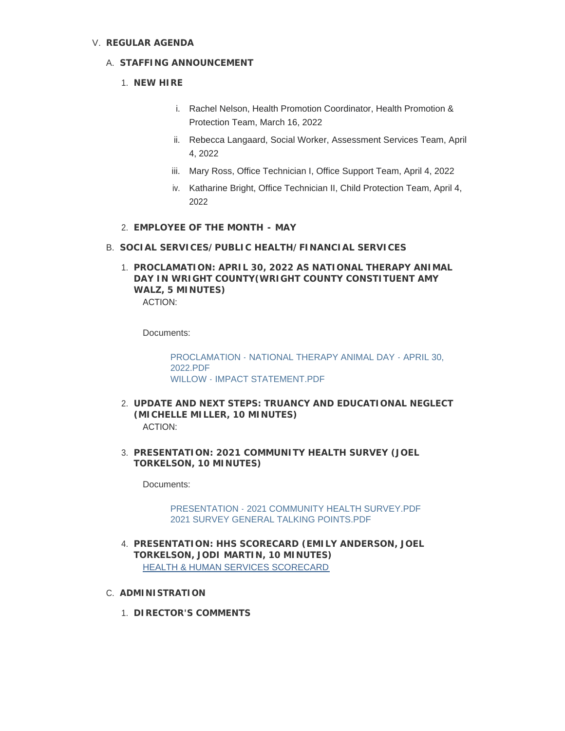V. **REGULAR AGENDA**

A. **STAFFING ANNOUNCEMENT**

1. **NEW HIRE**

   i. Rachel Nelson, Health Promotion Coordinator, Health Promotion & Protection Team, March 16, 2022

   ii. Rebecca Langaard, Social Worker, Assessment Services Team, April 4, 2022

   iii. Mary Ross, Office Technician I, Office Support Team, April 4, 2022

   iv. Katharine Bright, Office Technician II, Child Protection Team, April 4, 2022

2. **EMPLOYEE OF THE MONTH - MAY**

B. **SOCIAL SERVICES/PUBLIC HEALTH/FINANCIAL SERVICES**

1. **PROCLAMATION: APRIL 30, 2022 AS NATIONAL THERAPY ANIMAL DAY IN WRIGHT COUNTY(WRIGHT COUNTY CONSTITUENT AMY WALZ, 5 MINUTES)**

   ACTION:

   Documents:

   PROCLAMATION - NATIONAL THERAPY ANIMAL DAY - APRIL 30, 2022.PDF
   WILLOW - IMPACT STATEMENT.PDF

2. **UPDATE AND NEXT STEPS: TRUANCY AND EDUCATIONAL NEGLECT (MICHELLE MILLER, 10 MINUTES)**

   ACTION:

3. **PRESENTATION: 2021 COMMUNITY HEALTH SURVEY (JOEL TORKELSON, 10 MINUTES)**

   Documents:

   PRESENTATION - 2021 COMMUNITY HEALTH SURVEY.PDF
   2021 SURVEY GENERAL TALKING POINTS.PDF

4. **PRESENTATION: HHS SCORECARD (EMILY ANDERSON, JOEL TORKELSON, JODI MARTIN, 10 MINUTES)**

   HEALTH & HUMAN SERVICES SCORECARD

C. **ADMINISTRATION**

1. **DIRECTOR'S COMMENTS**